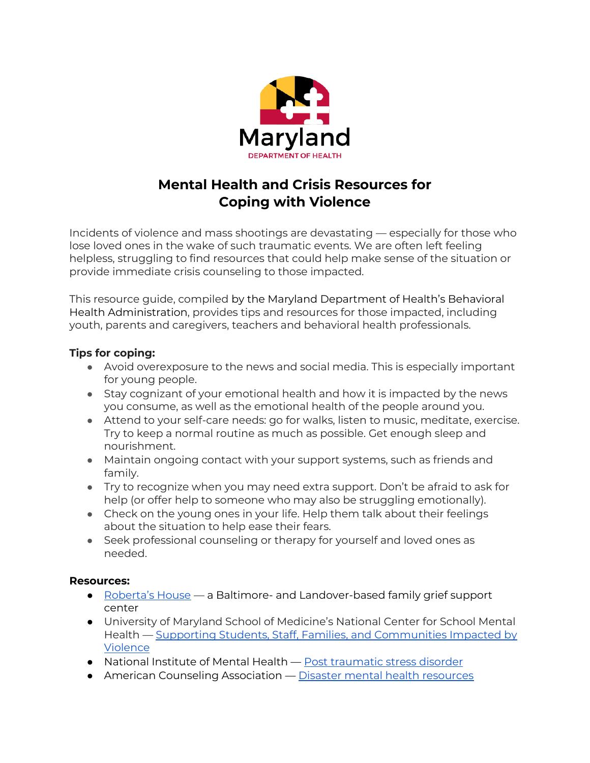Maryland
DEPARTMENT OF HEALTH

# Mental Health and Crisis Resources for Coping with Violence

Incidents of violence and mass shootings are devastating — especially for those who lose loved ones in the wake of such traumatic events. We are often left feeling helpless, struggling to find resources that could help make sense of the situation or provide immediate crisis counseling to those impacted.

This resource guide, compiled by the Maryland Department of Health's Behavioral Health Administration, provides tips and resources for those impacted, including youth, parents and caregivers, teachers and behavioral health professionals.

**Tips for coping:**

- Avoid overexposure to the news and social media. This is especially important for young people.
- Stay cognizant of your emotional health and how it is impacted by the news you consume, as well as the emotional health of the people around you.
- Attend to your self-care needs: go for walks, listen to music, meditate, exercise. Try to keep a normal routine as much as possible. Get enough sleep and nourishment.
- Maintain ongoing contact with your support systems, such as friends and family.
- Try to recognize when you may need extra support. Don't be afraid to ask for help (or offer help to someone who may also be struggling emotionally).
- Check on the young ones in your life. Help them talk about their feelings about the situation to help ease their fears.
- Seek professional counseling or therapy for yourself and loved ones as needed.

**Resources:**

- Roberta's House — a Baltimore- and Landover-based family grief support center
- University of Maryland School of Medicine's National Center for School Mental Health — Supporting Students, Staff, Families, and Communities Impacted by Violence
- National Institute of Mental Health — Post traumatic stress disorder
- American Counseling Association — Disaster mental health resources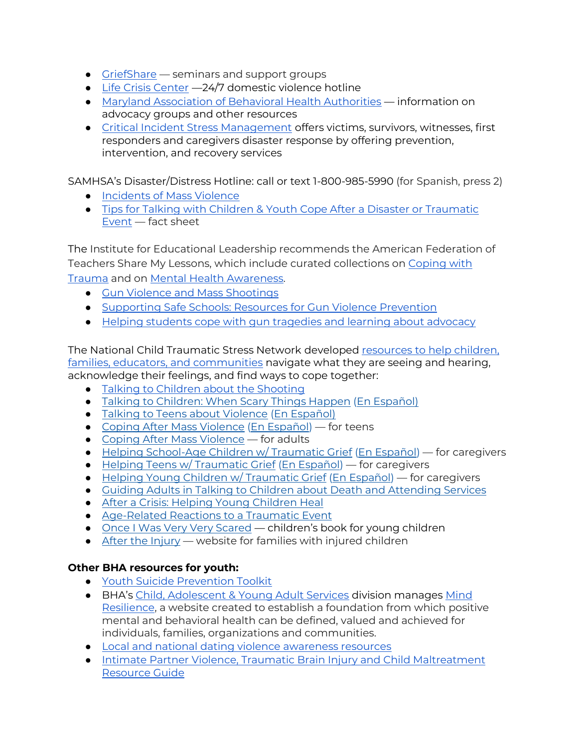- GriefShare — seminars and support groups
- Life Crisis Center —24/7 domestic violence hotline
- Maryland Association of Behavioral Health Authorities — information on advocacy groups and other resources
- Critical Incident Stress Management offers victims, survivors, witnesses, first responders and caregivers disaster response by offering prevention, intervention, and recovery services

SAMHSA's Disaster/Distress Hotline: call or text 1-800-985-5990 (for Spanish, press 2)

- Incidents of Mass Violence
- Tips for Talking with Children & Youth Cope After a Disaster or Traumatic Event — fact sheet

The Institute for Educational Leadership recommends the American Federation of Teachers Share My Lessons, which include curated collections on Coping with Trauma and on Mental Health Awareness.

- Gun Violence and Mass Shootings
- Supporting Safe Schools: Resources for Gun Violence Prevention
- Helping students cope with gun tragedies and learning about advocacy

The National Child Traumatic Stress Network developed resources to help children, families, educators, and communities navigate what they are seeing and hearing, acknowledge their feelings, and find ways to cope together:

- Talking to Children about the Shooting
- Talking to Children: When Scary Things Happen (En Español)
- Talking to Teens about Violence (En Español)
- Coping After Mass Violence (En Español) — for teens
- Coping After Mass Violence — for adults
- Helping School-Age Children w/ Traumatic Grief (En Español) — for caregivers
- Helping Teens w/ Traumatic Grief (En Español) — for caregivers
- Helping Young Children w/ Traumatic Grief (En Español) — for caregivers
- Guiding Adults in Talking to Children about Death and Attending Services
- After a Crisis: Helping Young Children Heal
- Age-Related Reactions to a Traumatic Event
- Once I Was Very Very Scared — children's book for young children
- After the Injury — website for families with injured children

**Other BHA resources for youth:**

- Youth Suicide Prevention Toolkit
- BHA's Child, Adolescent & Young Adult Services division manages Mind Resilience, a website created to establish a foundation from which positive mental and behavioral health can be defined, valued and achieved for individuals, families, organizations and communities.
- Local and national dating violence awareness resources
- Intimate Partner Violence, Traumatic Brain Injury and Child Maltreatment Resource Guide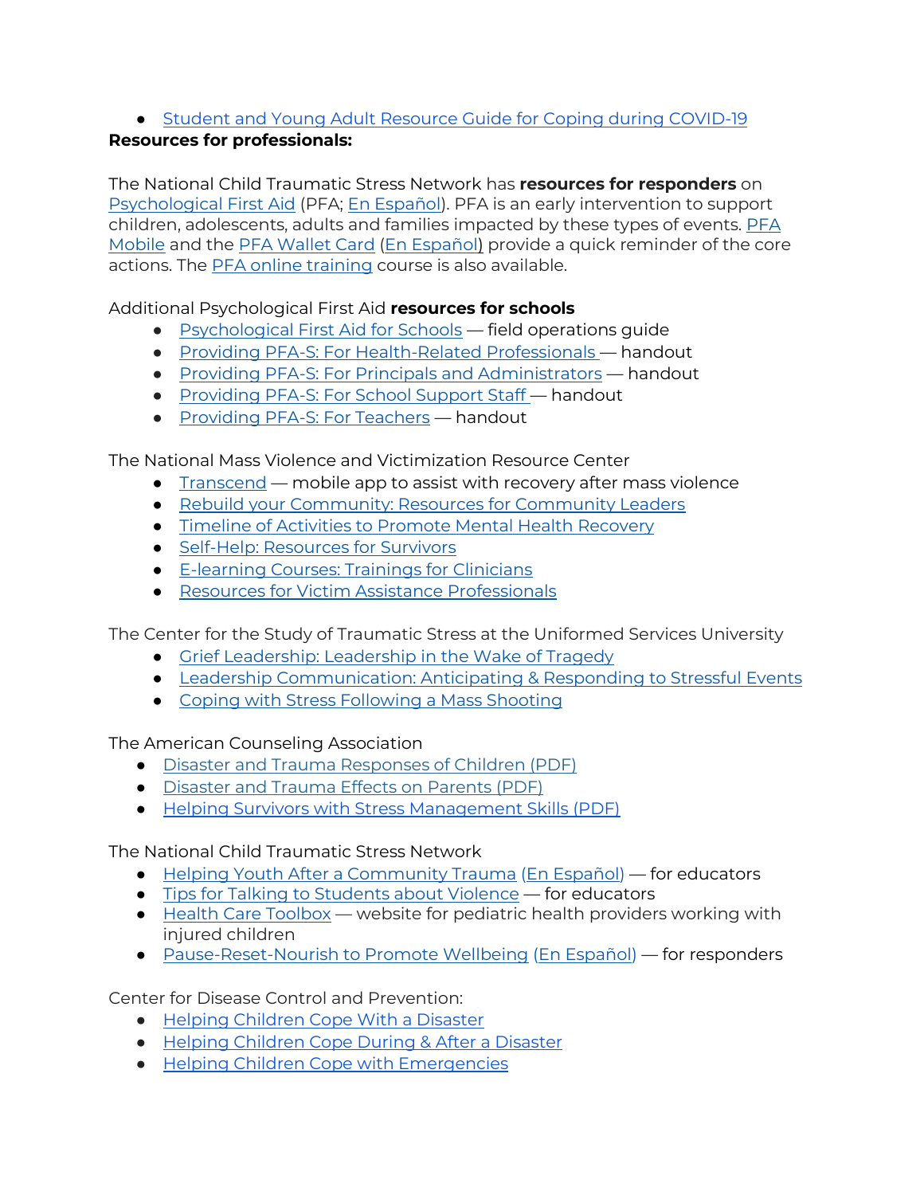- Student and Young Adult Resource Guide for Coping during COVID-19

**Resources for professionals:**

The National Child Traumatic Stress Network has **resources for responders** on Psychological First Aid (PFA; En Español). PFA is an early intervention to support children, adolescents, adults and families impacted by these types of events. PFA Mobile and the PFA Wallet Card (En Español) provide a quick reminder of the core actions. The PFA online training course is also available.

Additional Psychological First Aid **resources for schools**

- Psychological First Aid for Schools — field operations guide
- Providing PFA-S: For Health-Related Professionals — handout
- Providing PFA-S: For Principals and Administrators — handout
- Providing PFA-S: For School Support Staff — handout
- Providing PFA-S: For Teachers — handout

The National Mass Violence and Victimization Resource Center

- Transcend — mobile app to assist with recovery after mass violence
- Rebuild your Community: Resources for Community Leaders
- Timeline of Activities to Promote Mental Health Recovery
- Self-Help: Resources for Survivors
- E-learning Courses: Trainings for Clinicians
- Resources for Victim Assistance Professionals

The Center for the Study of Traumatic Stress at the Uniformed Services University

- Grief Leadership: Leadership in the Wake of Tragedy
- Leadership Communication: Anticipating & Responding to Stressful Events
- Coping with Stress Following a Mass Shooting

The American Counseling Association

- Disaster and Trauma Responses of Children (PDF)
- Disaster and Trauma Effects on Parents (PDF)
- Helping Survivors with Stress Management Skills (PDF)

The National Child Traumatic Stress Network

- Helping Youth After a Community Trauma (En Español) — for educators
- Tips for Talking to Students about Violence — for educators
- Health Care Toolbox — website for pediatric health providers working with injured children
- Pause-Reset-Nourish to Promote Wellbeing (En Español) — for responders

Center for Disease Control and Prevention:

- Helping Children Cope With a Disaster
- Helping Children Cope During & After a Disaster
- Helping Children Cope with Emergencies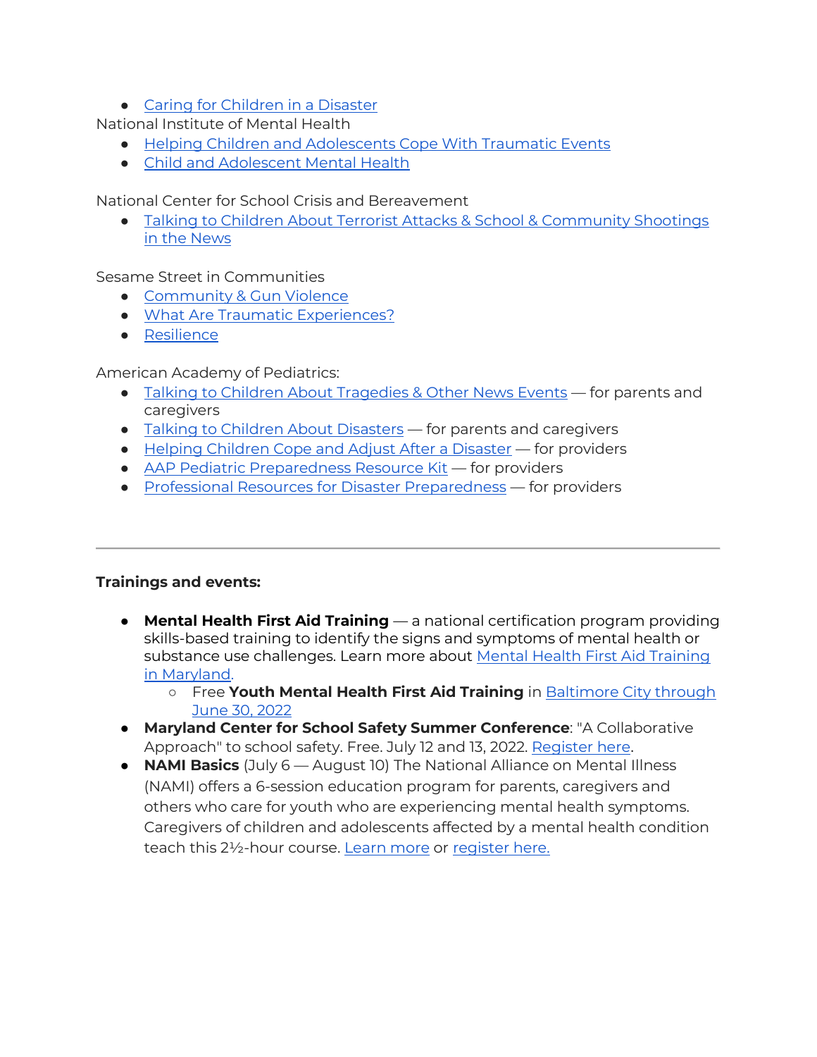- Caring for Children in a Disaster

National Institute of Mental Health

- Helping Children and Adolescents Cope With Traumatic Events
- Child and Adolescent Mental Health

National Center for School Crisis and Bereavement

- Talking to Children About Terrorist Attacks & School & Community Shootings in the News

Sesame Street in Communities

- Community & Gun Violence
- What Are Traumatic Experiences?
- Resilience

American Academy of Pediatrics:

- Talking to Children About Tragedies & Other News Events — for parents and caregivers
- Talking to Children About Disasters — for parents and caregivers
- Helping Children Cope and Adjust After a Disaster — for providers
- AAP Pediatric Preparedness Resource Kit — for providers
- Professional Resources for Disaster Preparedness — for providers

---

**Trainings and events:**

- **Mental Health First Aid Training** — a national certification program providing skills-based training to identify the signs and symptoms of mental health or substance use challenges. Learn more about Mental Health First Aid Training in Maryland.
  - Free **Youth Mental Health First Aid Training** in Baltimore City through June 30, 2022
- **Maryland Center for School Safety Summer Conference**: "A Collaborative Approach" to school safety. Free. July 12 and 13, 2022. Register here.
- **NAMI Basics** (July 6 — August 10) The National Alliance on Mental Illness (NAMI) offers a 6-session education program for parents, caregivers and others who care for youth who are experiencing mental health symptoms. Caregivers of children and adolescents affected by a mental health condition teach this 2½-hour course. Learn more or register here.